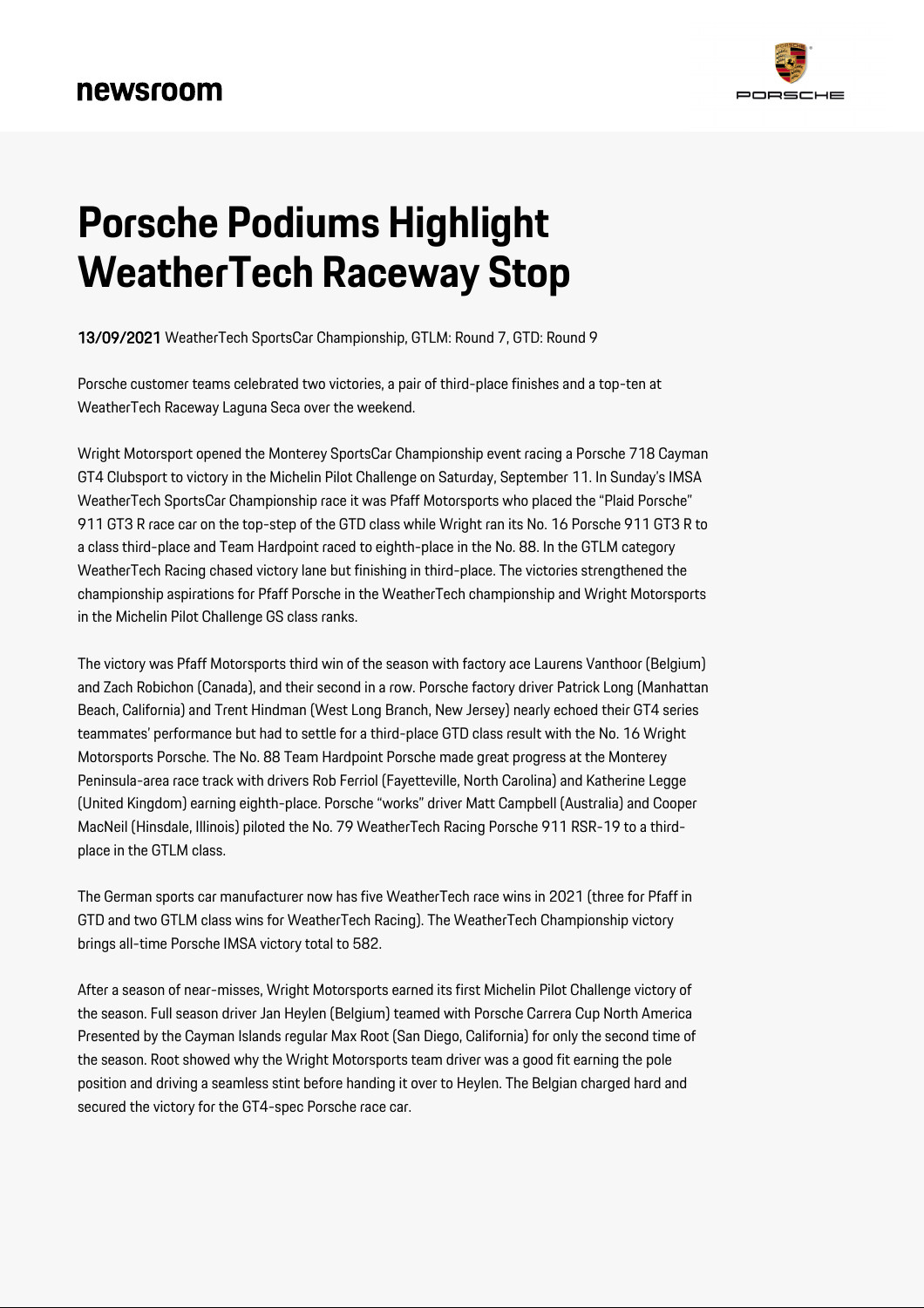# Porsche Podiums Highlight WeatherTech Raceway Stop

**13/09/2021** WeatherTech SportsCar Championship, GTLM: Round 7, GTD: Round 9

Porsche customer teams celebrated two victories, a pair of third-place finishes and a top-ten at WeatherTech Raceway Laguna Seca over the weekend.

Wright Motorsport opened the Monterey SportsCar Championship event racing a Porsche 718 Cayman GT4 Clubsport to victory in the Michelin Pilot Challenge on Saturday, September 11. In Sunday's IMSA WeatherTech SportsCar Championship race it was Pfaff Motorsports who placed the "Plaid Porsche" 911 GT3 R race car on the top-step of the GTD class while Wright ran its No. 16 Porsche 911 GT3 R to a class third-place and Team Hardpoint raced to eighth-place in the No. 88. In the GTLM category WeatherTech Racing chased victory lane but finishing in third-place. The victories strengthened the championship aspirations for Pfaff Porsche in the WeatherTech championship and Wright Motorsports in the Michelin Pilot Challenge GS class ranks.

The victory was Pfaff Motorsports third win of the season with factory ace Laurens Vanthoor (Belgium) and Zach Robichon (Canada), and their second in a row. Porsche factory driver Patrick Long (Manhattan Beach, California) and Trent Hindman (West Long Branch, New Jersey) nearly echoed their GT4 series teammates' performance but had to settle for a third-place GTD class result with the No. 16 Wright Motorsports Porsche. The No. 88 Team Hardpoint Porsche made great progress at the Monterey Peninsula-area race track with drivers Rob Ferriol (Fayetteville, North Carolina) and Katherine Legge (United Kingdom) earning eighth-place. Porsche "works" driver Matt Campbell (Australia) and Cooper MacNeil (Hinsdale, Illinois) piloted the No. 79 WeatherTech Racing Porsche 911 RSR-19 to a third-place in the GTLM class.

The German sports car manufacturer now has five WeatherTech race wins in 2021 (three for Pfaff in GTD and two GTLM class wins for WeatherTech Racing). The WeatherTech Championship victory brings all-time Porsche IMSA victory total to 582.

After a season of near-misses, Wright Motorsports earned its first Michelin Pilot Challenge victory of the season. Full season driver Jan Heylen (Belgium) teamed with Porsche Carrera Cup North America Presented by the Cayman Islands regular Max Root (San Diego, California) for only the second time of the season. Root showed why the Wright Motorsports team driver was a good fit earning the pole position and driving a seamless stint before handing it over to Heylen. The Belgian charged hard and secured the victory for the GT4-spec Porsche race car.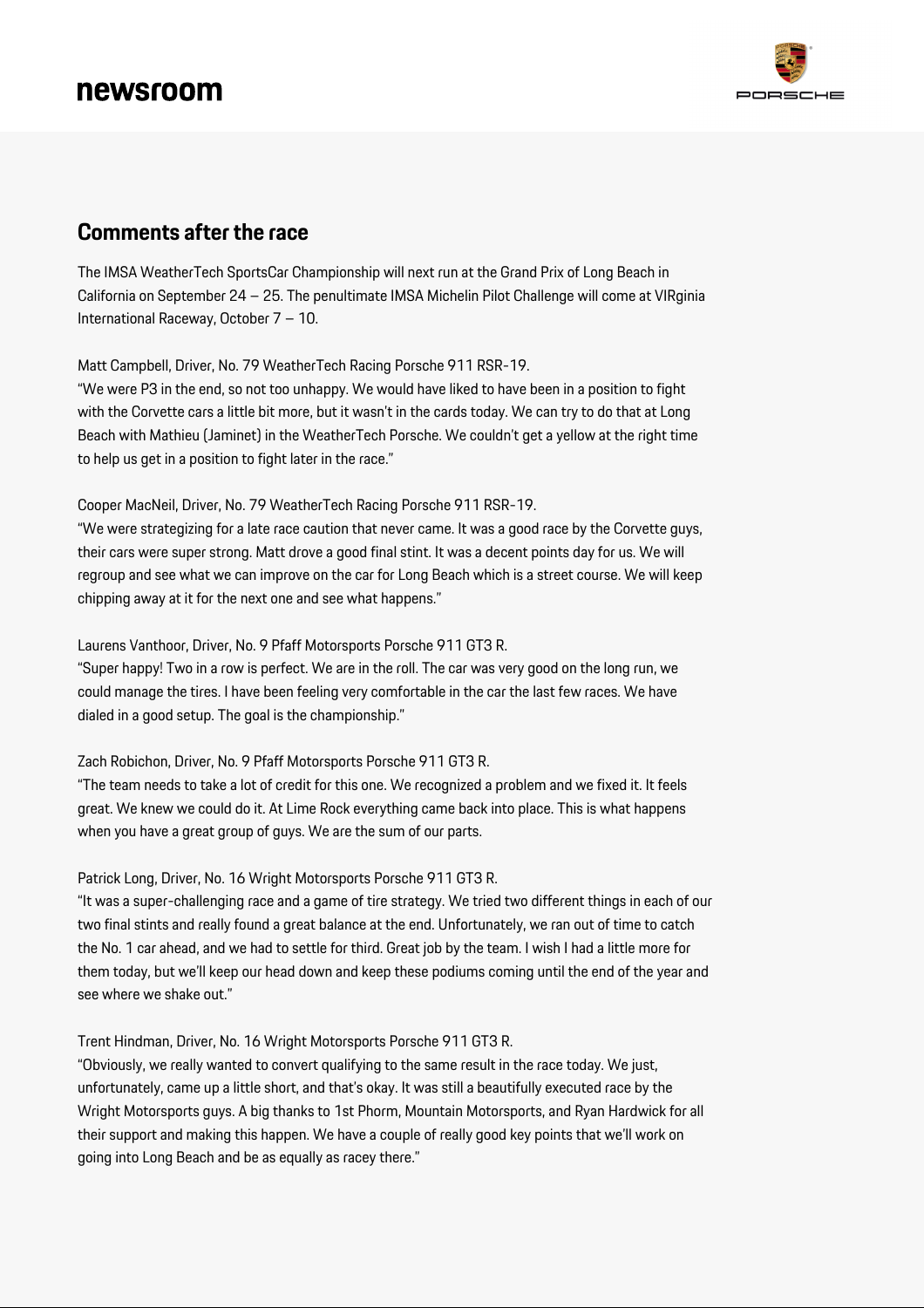## Comments after the race

The IMSA WeatherTech SportsCar Championship will next run at the Grand Prix of Long Beach in California on September 24 – 25. The penultimate IMSA Michelin Pilot Challenge will come at VIRginia International Raceway, October 7 – 10.

Matt Campbell, Driver, No. 79 WeatherTech Racing Porsche 911 RSR-19.
"We were P3 in the end, so not too unhappy. We would have liked to have been in a position to fight with the Corvette cars a little bit more, but it wasn't in the cards today. We can try to do that at Long Beach with Mathieu (Jaminet) in the WeatherTech Porsche. We couldn't get a yellow at the right time to help us get in a position to fight later in the race."

Cooper MacNeil, Driver, No. 79 WeatherTech Racing Porsche 911 RSR-19.
"We were strategizing for a late race caution that never came. It was a good race by the Corvette guys, their cars were super strong. Matt drove a good final stint. It was a decent points day for us. We will regroup and see what we can improve on the car for Long Beach which is a street course. We will keep chipping away at it for the next one and see what happens."

Laurens Vanthoor, Driver, No. 9 Pfaff Motorsports Porsche 911 GT3 R.
"Super happy! Two in a row is perfect. We are in the roll. The car was very good on the long run, we could manage the tires. I have been feeling very comfortable in the car the last few races. We have dialed in a good setup. The goal is the championship."

Zach Robichon, Driver, No. 9 Pfaff Motorsports Porsche 911 GT3 R.
"The team needs to take a lot of credit for this one. We recognized a problem and we fixed it. It feels great. We knew we could do it. At Lime Rock everything came back into place. This is what happens when you have a great group of guys. We are the sum of our parts.

Patrick Long, Driver, No. 16 Wright Motorsports Porsche 911 GT3 R.
"It was a super-challenging race and a game of tire strategy. We tried two different things in each of our two final stints and really found a great balance at the end. Unfortunately, we ran out of time to catch the No. 1 car ahead, and we had to settle for third. Great job by the team. I wish I had a little more for them today, but we'll keep our head down and keep these podiums coming until the end of the year and see where we shake out."

Trent Hindman, Driver, No. 16 Wright Motorsports Porsche 911 GT3 R.
"Obviously, we really wanted to convert qualifying to the same result in the race today. We just, unfortunately, came up a little short, and that's okay. It was still a beautifully executed race by the Wright Motorsports guys. A big thanks to 1st Phorm, Mountain Motorsports, and Ryan Hardwick for all their support and making this happen. We have a couple of really good key points that we'll work on going into Long Beach and be as equally as racey there."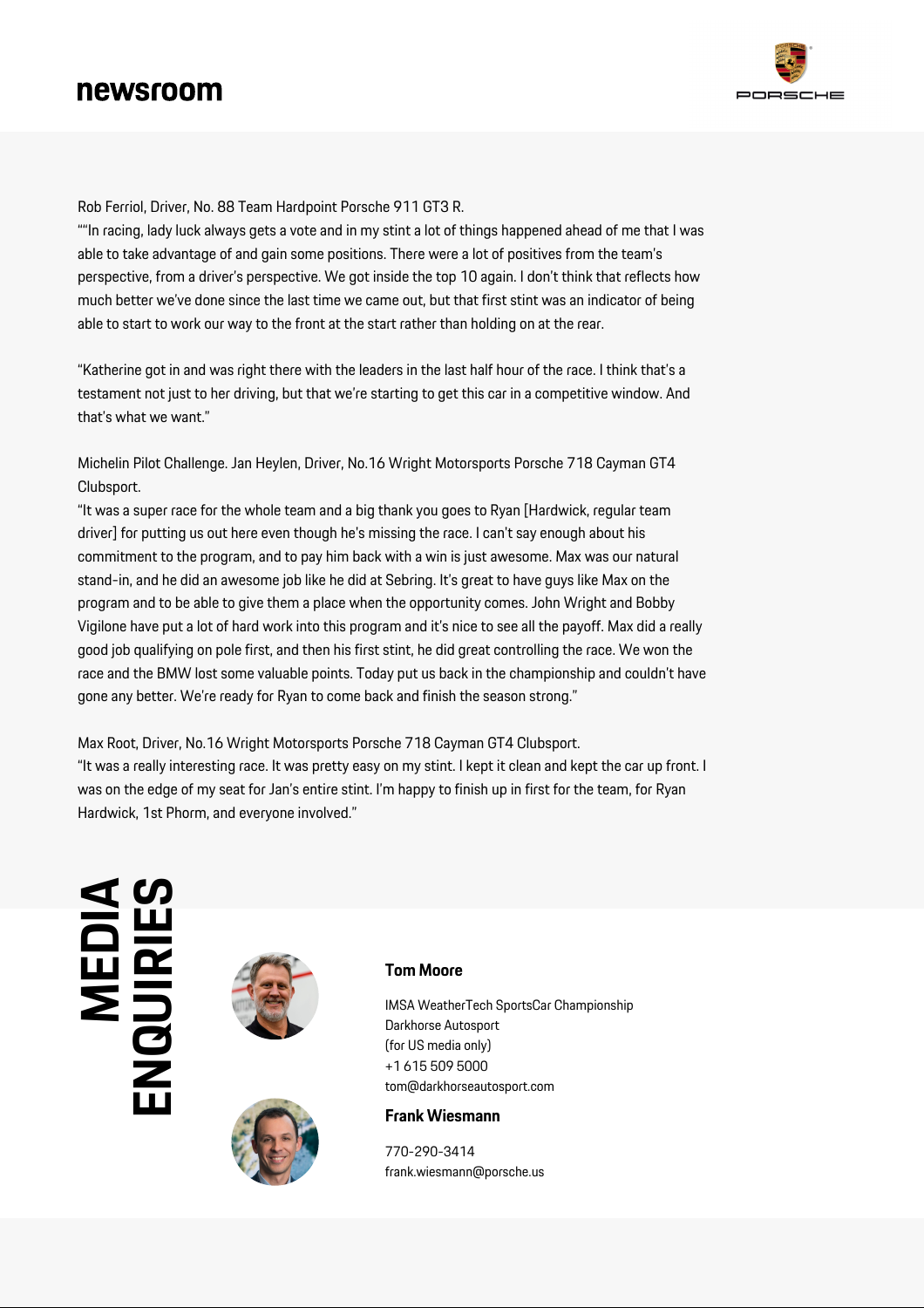Rob Ferriol, Driver, No. 88 Team Hardpoint Porsche 911 GT3 R.
""In racing, lady luck always gets a vote and in my stint a lot of things happened ahead of me that I was able to take advantage of and gain some positions. There were a lot of positives from the team's perspective, from a driver's perspective. We got inside the top 10 again. I don't think that reflects how much better we've done since the last time we came out, but that first stint was an indicator of being able to start to work our way to the front at the start rather than holding on at the rear.

"Katherine got in and was right there with the leaders in the last half hour of the race. I think that's a testament not just to her driving, but that we're starting to get this car in a competitive window. And that's what we want."

Michelin Pilot Challenge. Jan Heylen, Driver, No.16 Wright Motorsports Porsche 718 Cayman GT4 Clubsport.
"It was a super race for the whole team and a big thank you goes to Ryan [Hardwick, regular team driver] for putting us out here even though he's missing the race. I can't say enough about his commitment to the program, and to pay him back with a win is just awesome. Max was our natural stand-in, and he did an awesome job like he did at Sebring. It's great to have guys like Max on the program and to be able to give them a place when the opportunity comes. John Wright and Bobby Vigilone have put a lot of hard work into this program and it's nice to see all the payoff. Max did a really good job qualifying on pole first, and then his first stint, he did great controlling the race. We won the race and the BMW lost some valuable points. Today put us back in the championship and couldn't have gone any better. We're ready for Ryan to come back and finish the season strong."

Max Root, Driver, No.16 Wright Motorsports Porsche 718 Cayman GT4 Clubsport.
"It was a really interesting race. It was pretty easy on my stint. I kept it clean and kept the car up front. I was on the edge of my seat for Jan's entire stint. I'm happy to finish up in first for the team, for Ryan Hardwick, 1st Phorm, and everyone involved."

## MEDIA ENQUIRIES

**Tom Moore**

IMSA WeatherTech SportsCar Championship
Darkhorse Autosport
(for US media only)
+1 615 509 5000
tom@darkhorseautosport.com

**Frank Wiesmann**

770-290-3414
frank.wiesmann@porsche.us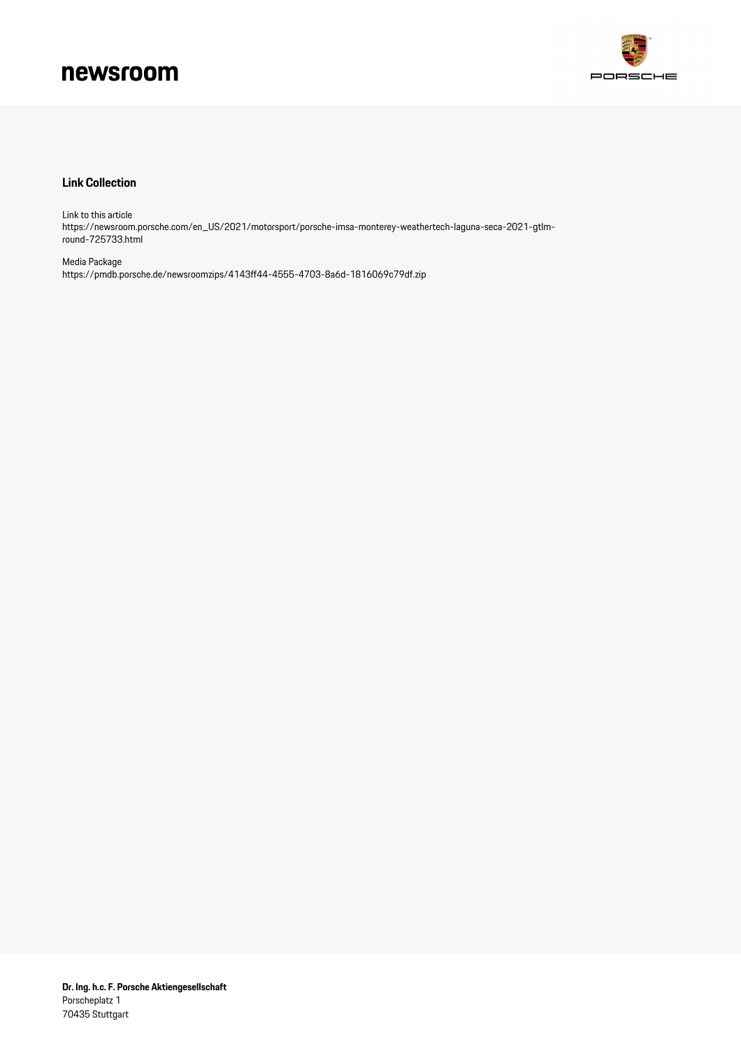## Link Collection

Link to this article
https://newsroom.porsche.com/en_US/2021/motorsport/porsche-imsa-monterey-weathertech-laguna-seca-2021-gtlm-round-725733.html

Media Package
https://pmdb.porsche.de/newsroomzips/4143ff44-4555-4703-8a6d-1816069c79df.zip

**Dr. Ing. h.c. F. Porsche Aktiengesellschaft**
Porscheplatz 1
70435 Stuttgart